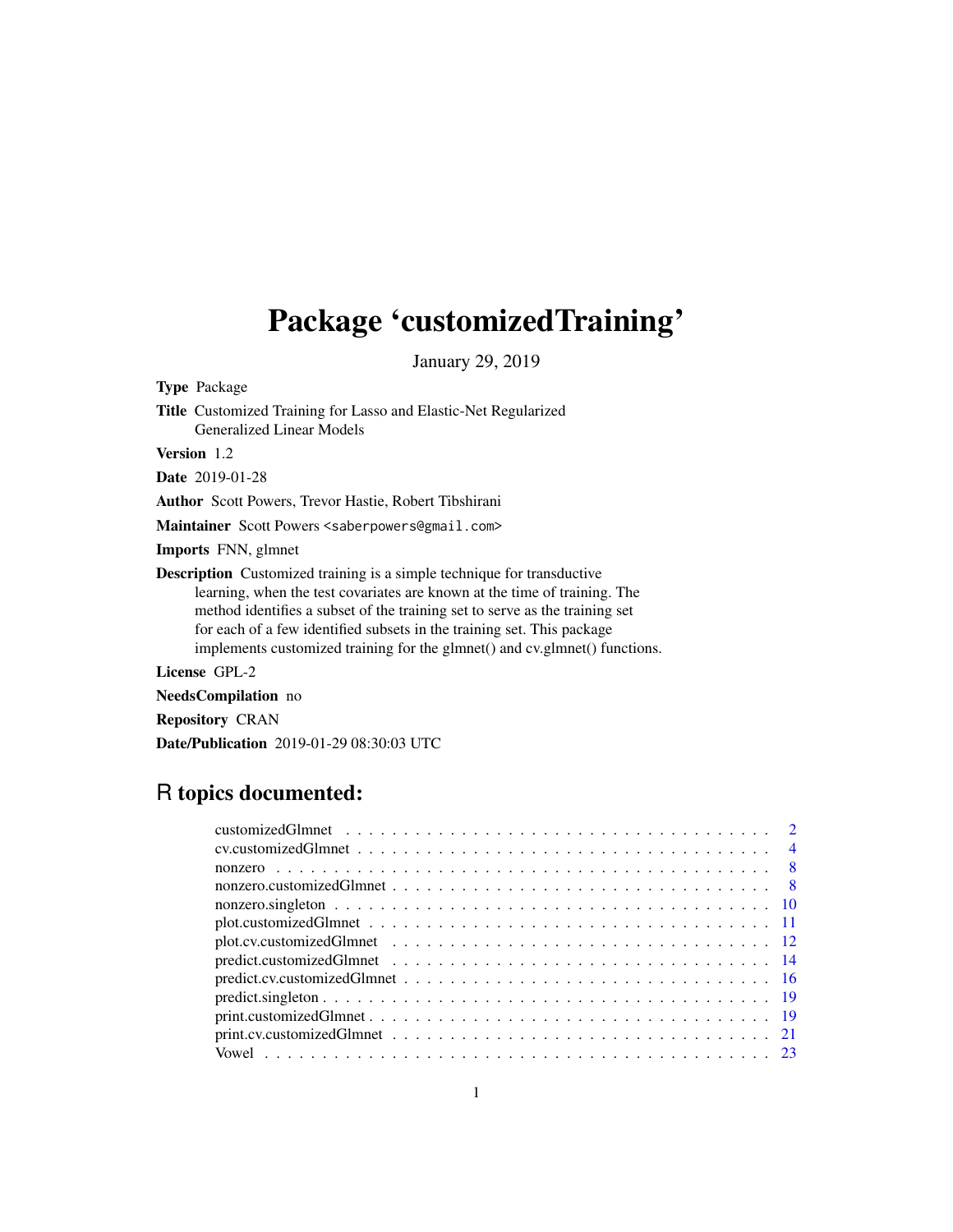# Package 'customizedTraining'

January 29, 2019

**Type** Package

**Title** Customized Training for Lasso and Elastic-Net Regularized Generalized Linear Models

**Version** 1.2

**Date** 2019-01-28

**Author** Scott Powers, Trevor Hastie, Robert Tibshirani

**Maintainer** Scott Powers <saberpowers@gmail.com>

**Imports** FNN, glmnet

**Description** Customized training is a simple technique for transductive learning, when the test covariates are known at the time of training. The method identifies a subset of the training set to serve as the training set for each of a few identified subsets in the training set. This package implements customized training for the glmnet() and cv.glmnet() functions.

**License** GPL-2

**NeedsCompilation** no

**Repository** CRAN

**Date/Publication** 2019-01-29 08:30:03 UTC

## R topics documented:

- customizedGlmnet . . . . . . . . . . . . . . . . . . . . . . . . . . . . . . . . . . . 2
- cv.customizedGlmnet . . . . . . . . . . . . . . . . . . . . . . . . . . . . . . . . . . 4
- nonzero . . . . . . . . . . . . . . . . . . . . . . . . . . . . . . . . . . . . . . . . 8
- nonzero.customizedGlmnet . . . . . . . . . . . . . . . . . . . . . . . . . . . . . . . 8
- nonzero.singleton . . . . . . . . . . . . . . . . . . . . . . . . . . . . . . . . . . . 10
- plot.customizedGlmnet . . . . . . . . . . . . . . . . . . . . . . . . . . . . . . . . . 11
- plot.cv.customizedGlmnet . . . . . . . . . . . . . . . . . . . . . . . . . . . . . . . 12
- predict.customizedGlmnet . . . . . . . . . . . . . . . . . . . . . . . . . . . . . . . 14
- predict.cv.customizedGlmnet . . . . . . . . . . . . . . . . . . . . . . . . . . . . . . 16
- predict.singleton . . . . . . . . . . . . . . . . . . . . . . . . . . . . . . . . . . . 19
- print.customizedGlmnet . . . . . . . . . . . . . . . . . . . . . . . . . . . . . . . . 19
- print.cv.customizedGlmnet . . . . . . . . . . . . . . . . . . . . . . . . . . . . . . . 21
- Vowel . . . . . . . . . . . . . . . . . . . . . . . . . . . . . . . . . . . . . . . . . 23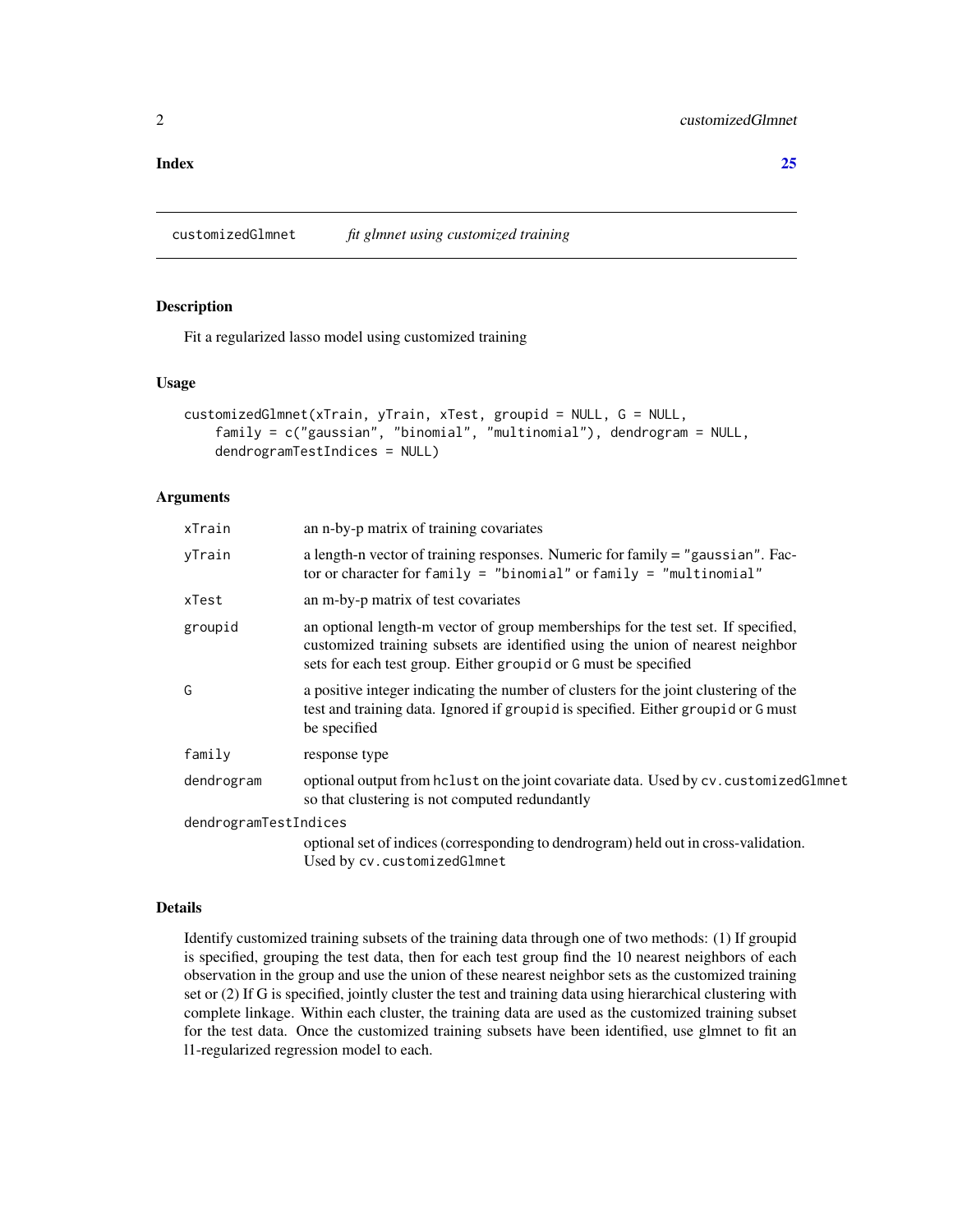**Index** 25

---

customizedGlmnet *fit glmnet using customized training*

---

## Description

Fit a regularized lasso model using customized training

## Usage

```
customizedGlmnet(xTrain, yTrain, xTest, groupid = NULL, G = NULL,
    family = c("gaussian", "binomial", "multinomial"), dendrogram = NULL,
    dendrogramTestIndices = NULL)
```

## Arguments

| | |
|---|---|
| xTrain | an n-by-p matrix of training covariates |
| yTrain | a length-n vector of training responses. Numeric for family = "gaussian". Factor or character for family = "binomial" or family = "multinomial" |
| xTest | an m-by-p matrix of test covariates |
| groupid | an optional length-m vector of group memberships for the test set. If specified, customized training subsets are identified using the union of nearest neighbor sets for each test group. Either groupid or G must be specified |
| G | a positive integer indicating the number of clusters for the joint clustering of the test and training data. Ignored if groupid is specified. Either groupid or G must be specified |
| family | response type |
| dendrogram | optional output from hclust on the joint covariate data. Used by cv.customizedGlmnet so that clustering is not computed redundantly |
| dendrogramTestIndices | optional set of indices (corresponding to dendrogram) held out in cross-validation. Used by cv.customizedGlmnet |

## Details

Identify customized training subsets of the training data through one of two methods: (1) If groupid is specified, grouping the test data, then for each test group find the 10 nearest neighbors of each observation in the group and use the union of these nearest neighbor sets as the customized training set or (2) If G is specified, jointly cluster the test and training data using hierarchical clustering with complete linkage. Within each cluster, the training data are used as the customized training subset for the test data. Once the customized training subsets have been identified, use glmnet to fit an l1-regularized regression model to each.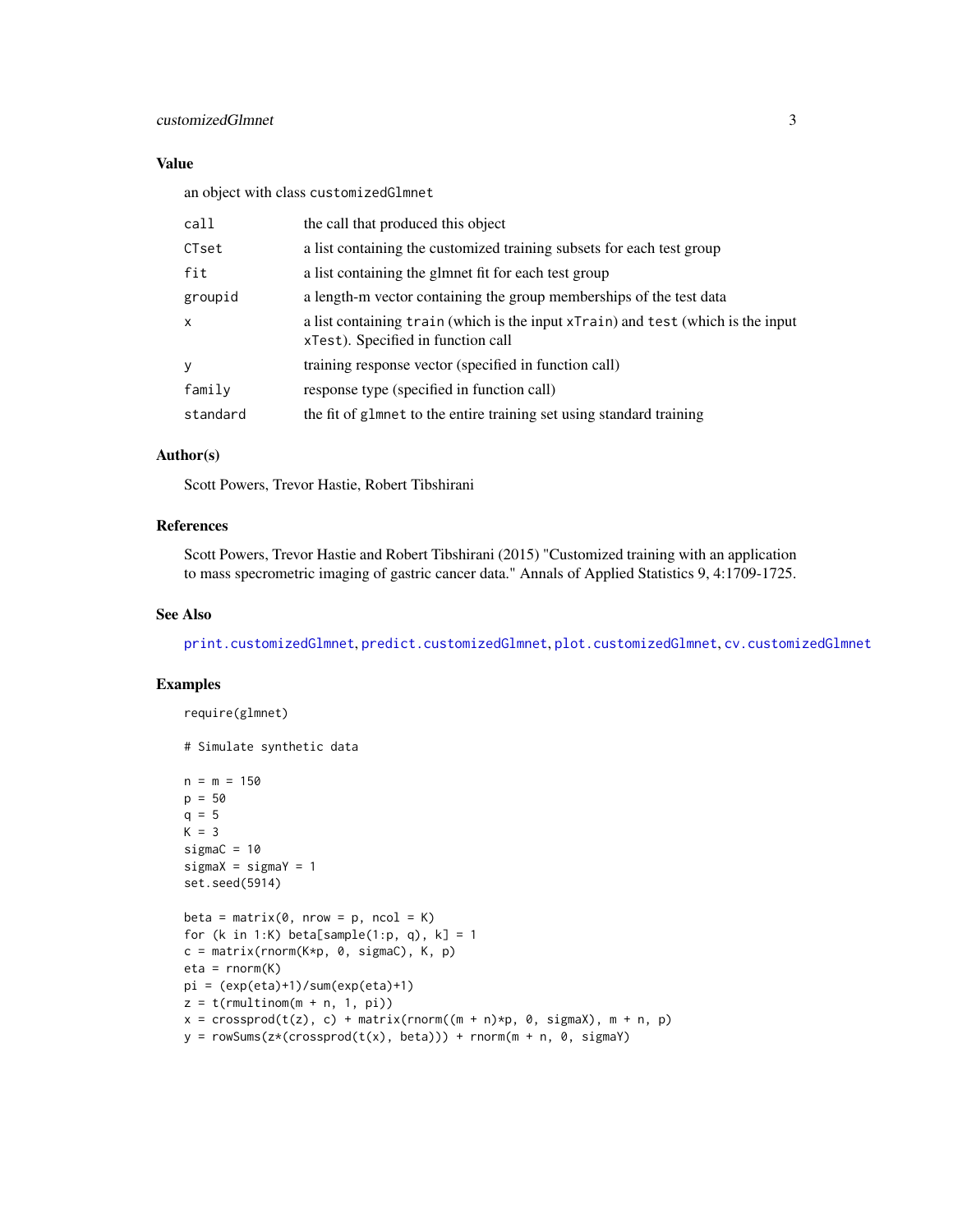## Value

an object with class `customizedGlmnet`

| | |
|---|---|
| `call` | the call that produced this object |
| `CTset` | a list containing the customized training subsets for each test group |
| `fit` | a list containing the glmnet fit for each test group |
| `groupid` | a length-m vector containing the group memberships of the test data |
| `x` | a list containing `train` (which is the input `xTrain`) and `test` (which is the input `xTest`). Specified in function call |
| `y` | training response vector (specified in function call) |
| `family` | response type (specified in function call) |
| `standard` | the fit of `glmnet` to the entire training set using standard training |

## Author(s)

Scott Powers, Trevor Hastie, Robert Tibshirani

## References

Scott Powers, Trevor Hastie and Robert Tibshirani (2015) "Customized training with an application to mass specrometric imaging of gastric cancer data." Annals of Applied Statistics 9, 4:1709-1725.

## See Also

`print.customizedGlmnet`, `predict.customizedGlmnet`, `plot.customizedGlmnet`, `cv.customizedGlmnet`

## Examples

```
require(glmnet)

# Simulate synthetic data

n = m = 150
p = 50
q = 5
K = 3
sigmaC = 10
sigmaX = sigmaY = 1
set.seed(5914)

beta = matrix(0, nrow = p, ncol = K)
for (k in 1:K) beta[sample(1:p, q), k] = 1
c = matrix(rnorm(K*p, 0, sigmaC), K, p)
eta = rnorm(K)
pi = (exp(eta)+1)/sum(exp(eta)+1)
z = t(rmultinom(m + n, 1, pi))
x = crossprod(t(z), c) + matrix(rnorm((m + n)*p, 0, sigmaX), m + n, p)
y = rowSums(z*(crossprod(t(x), beta))) + rnorm(m + n, 0, sigmaY)
```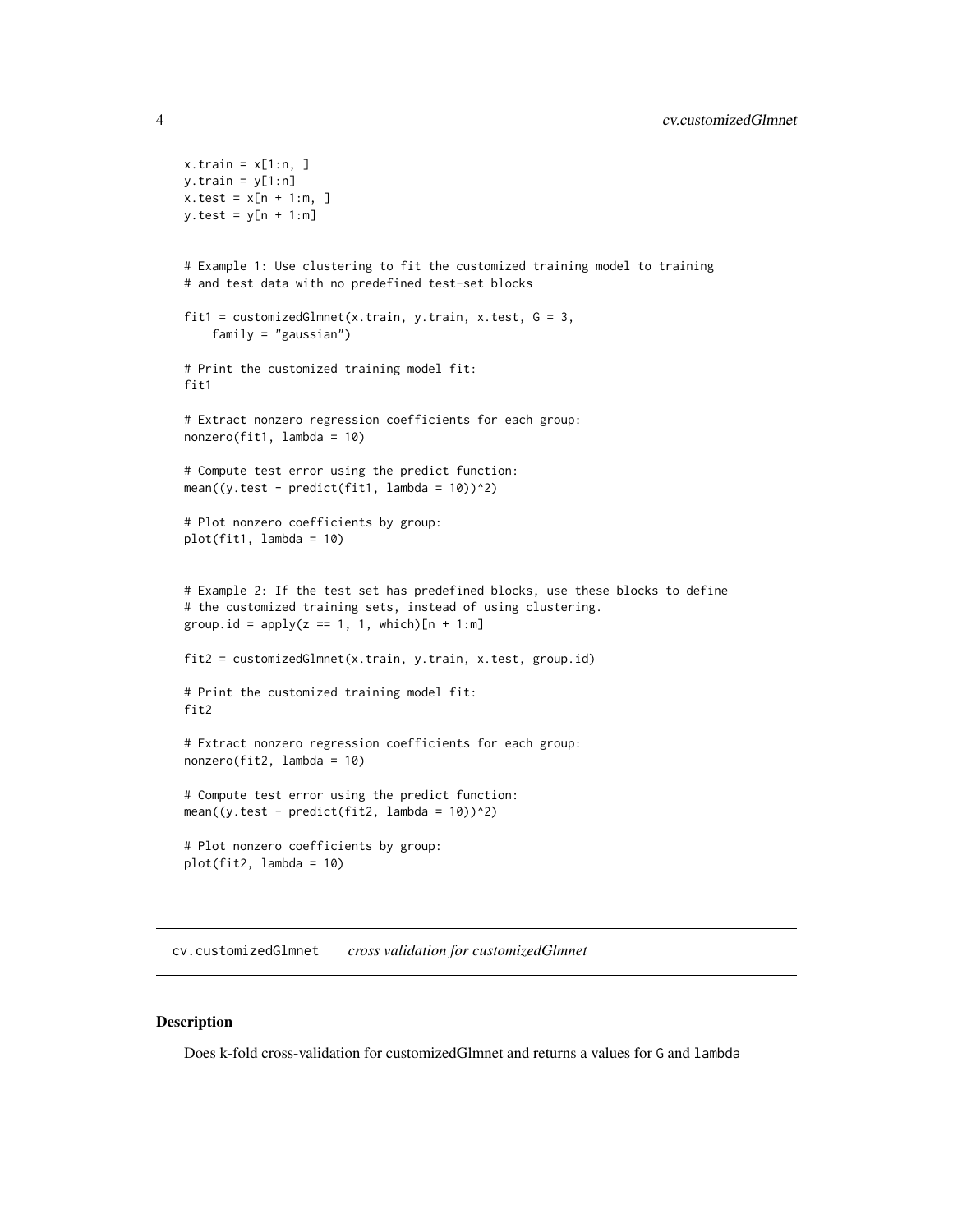```
x.train = x[1:n, ]
y.train = y[1:n]
x.test = x[n + 1:m, ]
y.test = y[n + 1:m]


# Example 1: Use clustering to fit the customized training model to training
# and test data with no predefined test-set blocks

fit1 = customizedGlmnet(x.train, y.train, x.test, G = 3,
    family = "gaussian")

# Print the customized training model fit:
fit1

# Extract nonzero regression coefficients for each group:
nonzero(fit1, lambda = 10)

# Compute test error using the predict function:
mean((y.test - predict(fit1, lambda = 10))^2)

# Plot nonzero coefficients by group:
plot(fit1, lambda = 10)


# Example 2: If the test set has predefined blocks, use these blocks to define
# the customized training sets, instead of using clustering.
group.id = apply(z == 1, 1, which)[n + 1:m]

fit2 = customizedGlmnet(x.train, y.train, x.test, group.id)

# Print the customized training model fit:
fit2

# Extract nonzero regression coefficients for each group:
nonzero(fit2, lambda = 10)

# Compute test error using the predict function:
mean((y.test - predict(fit2, lambda = 10))^2)

# Plot nonzero coefficients by group:
plot(fit2, lambda = 10)
```

## cv.customizedGlmnet *cross validation for customizedGlmnet*

### Description

Does k-fold cross-validation for customizedGlmnet and returns a values for G and lambda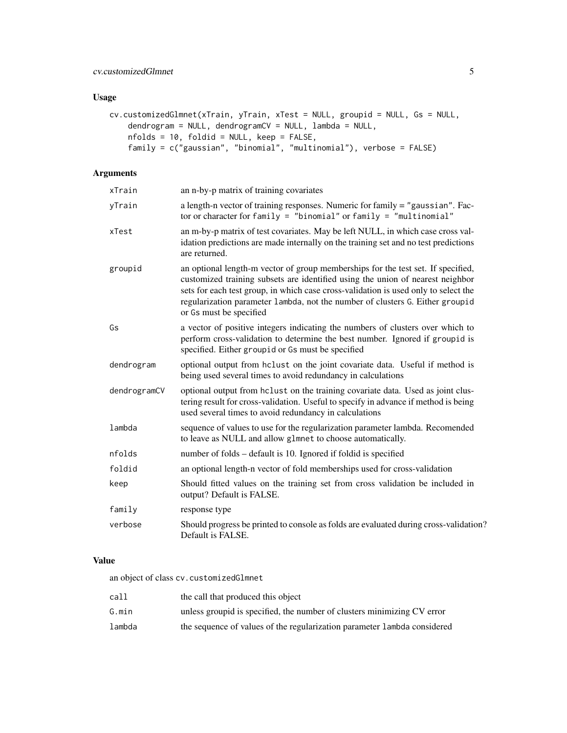## Usage

```
cv.customizedGlmnet(xTrain, yTrain, xTest = NULL, groupid = NULL, Gs = NULL,
    dendrogram = NULL, dendrogramCV = NULL, lambda = NULL,
    nfolds = 10, foldid = NULL, keep = FALSE,
    family = c("gaussian", "binomial", "multinomial"), verbose = FALSE)
```

## Arguments

| | |
|---|---|
| `xTrain` | an n-by-p matrix of training covariates |
| `yTrain` | a length-n vector of training responses. Numeric for family = "gaussian". Factor or character for `family = "binomial"` or `family = "multinomial"` |
| `xTest` | an m-by-p matrix of test covariates. May be left NULL, in which case cross validation predictions are made internally on the training set and no test predictions are returned. |
| `groupid` | an optional length-m vector of group memberships for the test set. If specified, customized training subsets are identified using the union of nearest neighbor sets for each test group, in which case cross-validation is used only to select the regularization parameter `lambda`, not the number of clusters `G`. Either `groupid` or `Gs` must be specified |
| `Gs` | a vector of positive integers indicating the numbers of clusters over which to perform cross-validation to determine the best number. Ignored if `groupid` is specified. Either `groupid` or `Gs` must be specified |
| `dendrogram` | optional output from `hclust` on the joint covariate data. Useful if method is being used several times to avoid redundancy in calculations |
| `dendrogramCV` | optional output from `hclust` on the training covariate data. Used as joint clustering result for cross-validation. Useful to specify in advance if method is being used several times to avoid redundancy in calculations |
| `lambda` | sequence of values to use for the regularization parameter lambda. Recomended to leave as NULL and allow `glmnet` to choose automatically. |
| `nfolds` | number of folds – default is 10. Ignored if foldid is specified |
| `foldid` | an optional length-n vector of fold memberships used for cross-validation |
| `keep` | Should fitted values on the training set from cross validation be included in output? Default is FALSE. |
| `family` | response type |
| `verbose` | Should progress be printed to console as folds are evaluated during cross-validation? Default is FALSE. |

## Value

an object of class `cv.customizedGlmnet`

| | |
|---|---|
| `call` | the call that produced this object |
| `G.min` | unless groupid is specified, the number of clusters minimizing CV error |
| `lambda` | the sequence of values of the regularization parameter `lambda` considered |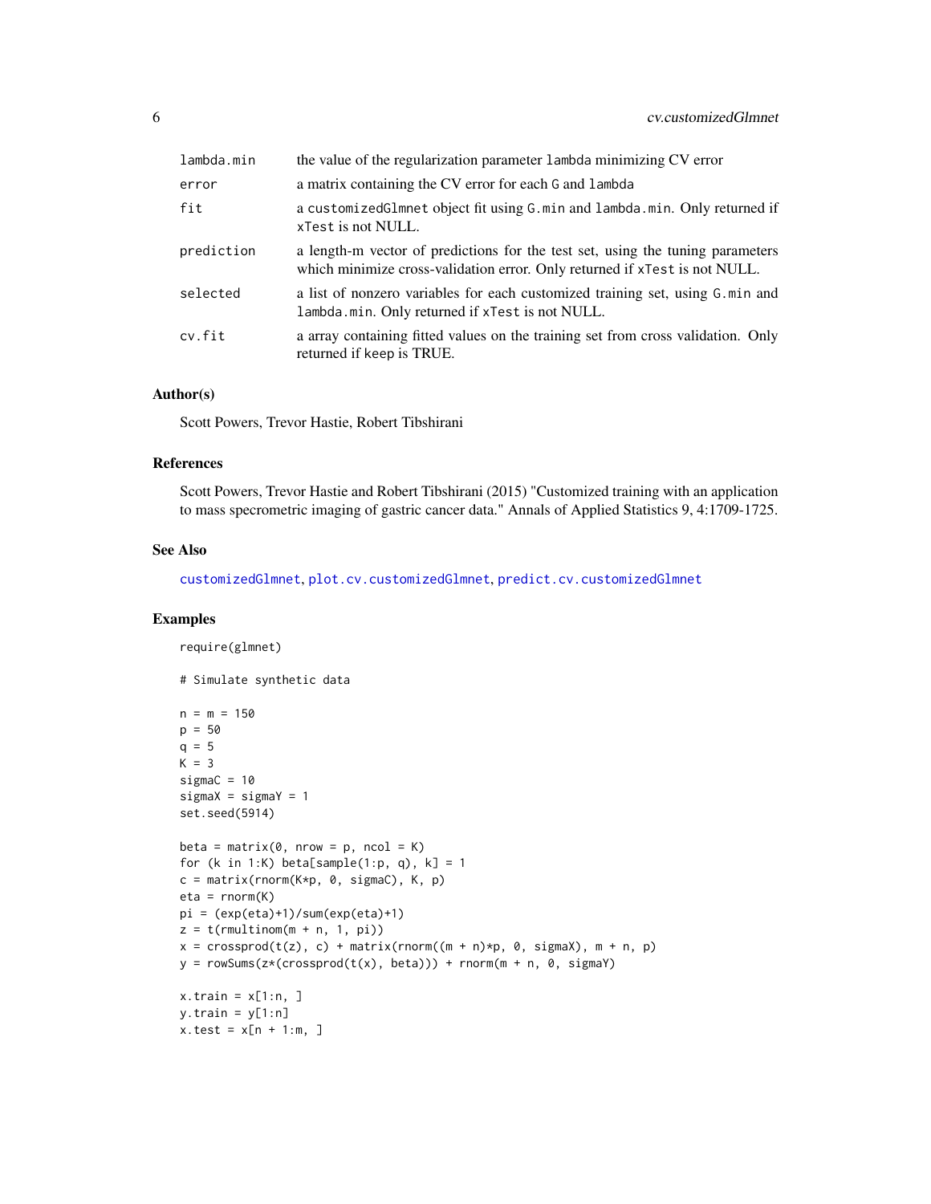| | |
|---|---|
| lambda.min | the value of the regularization parameter lambda minimizing CV error |
| error | a matrix containing the CV error for each G and lambda |
| fit | a customizedGlmnet object fit using G.min and lambda.min. Only returned if xTest is not NULL. |
| prediction | a length-m vector of predictions for the test set, using the tuning parameters which minimize cross-validation error. Only returned if xTest is not NULL. |
| selected | a list of nonzero variables for each customized training set, using G.min and lambda.min. Only returned if xTest is not NULL. |
| cv.fit | a array containing fitted values on the training set from cross validation. Only returned if keep is TRUE. |

### Author(s)

Scott Powers, Trevor Hastie, Robert Tibshirani

### References

Scott Powers, Trevor Hastie and Robert Tibshirani (2015) "Customized training with an application to mass specrometric imaging of gastric cancer data." Annals of Applied Statistics 9, 4:1709-1725.

### See Also

customizedGlmnet, plot.cv.customizedGlmnet, predict.cv.customizedGlmnet

### Examples

```
require(glmnet)

# Simulate synthetic data

n = m = 150
p = 50
q = 5
K = 3
sigmaC = 10
sigmaX = sigmaY = 1
set.seed(5914)

beta = matrix(0, nrow = p, ncol = K)
for (k in 1:K) beta[sample(1:p, q), k] = 1
c = matrix(rnorm(K*p, 0, sigmaC), K, p)
eta = rnorm(K)
pi = (exp(eta)+1)/sum(exp(eta)+1)
z = t(rmultinom(m + n, 1, pi))
x = crossprod(t(z), c) + matrix(rnorm((m + n)*p, 0, sigmaX), m + n, p)
y = rowSums(z*(crossprod(t(x), beta))) + rnorm(m + n, 0, sigmaY)

x.train = x[1:n, ]
y.train = y[1:n]
x.test = x[n + 1:m, ]
```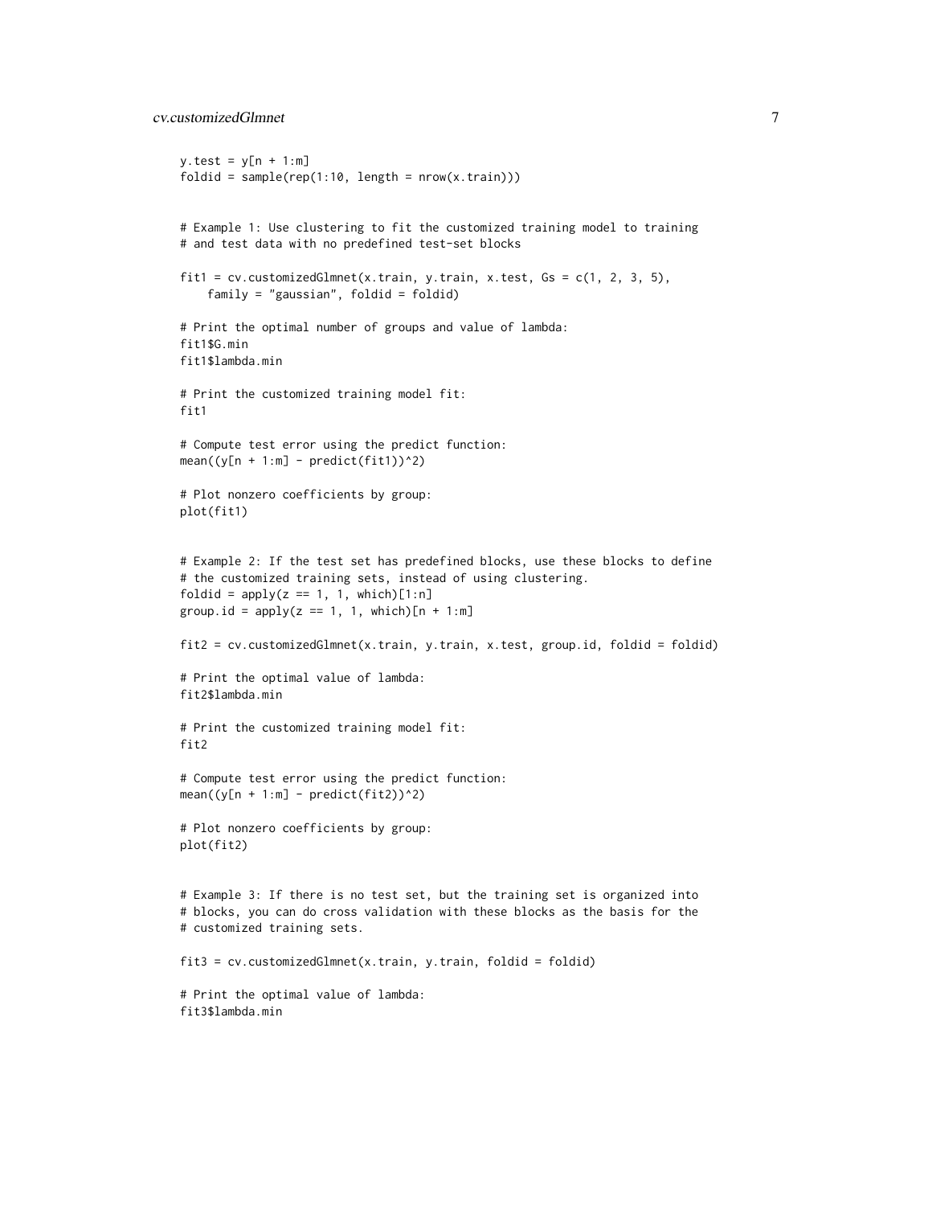```
y.test = y[n + 1:m]
foldid = sample(rep(1:10, length = nrow(x.train)))


# Example 1: Use clustering to fit the customized training model to training
# and test data with no predefined test-set blocks

fit1 = cv.customizedGlmnet(x.train, y.train, x.test, Gs = c(1, 2, 3, 5),
    family = "gaussian", foldid = foldid)

# Print the optimal number of groups and value of lambda:
fit1$G.min
fit1$lambda.min

# Print the customized training model fit:
fit1

# Compute test error using the predict function:
mean((y[n + 1:m] - predict(fit1))^2)

# Plot nonzero coefficients by group:
plot(fit1)


# Example 2: If the test set has predefined blocks, use these blocks to define
# the customized training sets, instead of using clustering.
foldid = apply(z == 1, 1, which)[1:n]
group.id = apply(z == 1, 1, which)[n + 1:m]

fit2 = cv.customizedGlmnet(x.train, y.train, x.test, group.id, foldid = foldid)

# Print the optimal value of lambda:
fit2$lambda.min

# Print the customized training model fit:
fit2

# Compute test error using the predict function:
mean((y[n + 1:m] - predict(fit2))^2)

# Plot nonzero coefficients by group:
plot(fit2)


# Example 3: If there is no test set, but the training set is organized into
# blocks, you can do cross validation with these blocks as the basis for the
# customized training sets.

fit3 = cv.customizedGlmnet(x.train, y.train, foldid = foldid)

# Print the optimal value of lambda:
fit3$lambda.min
```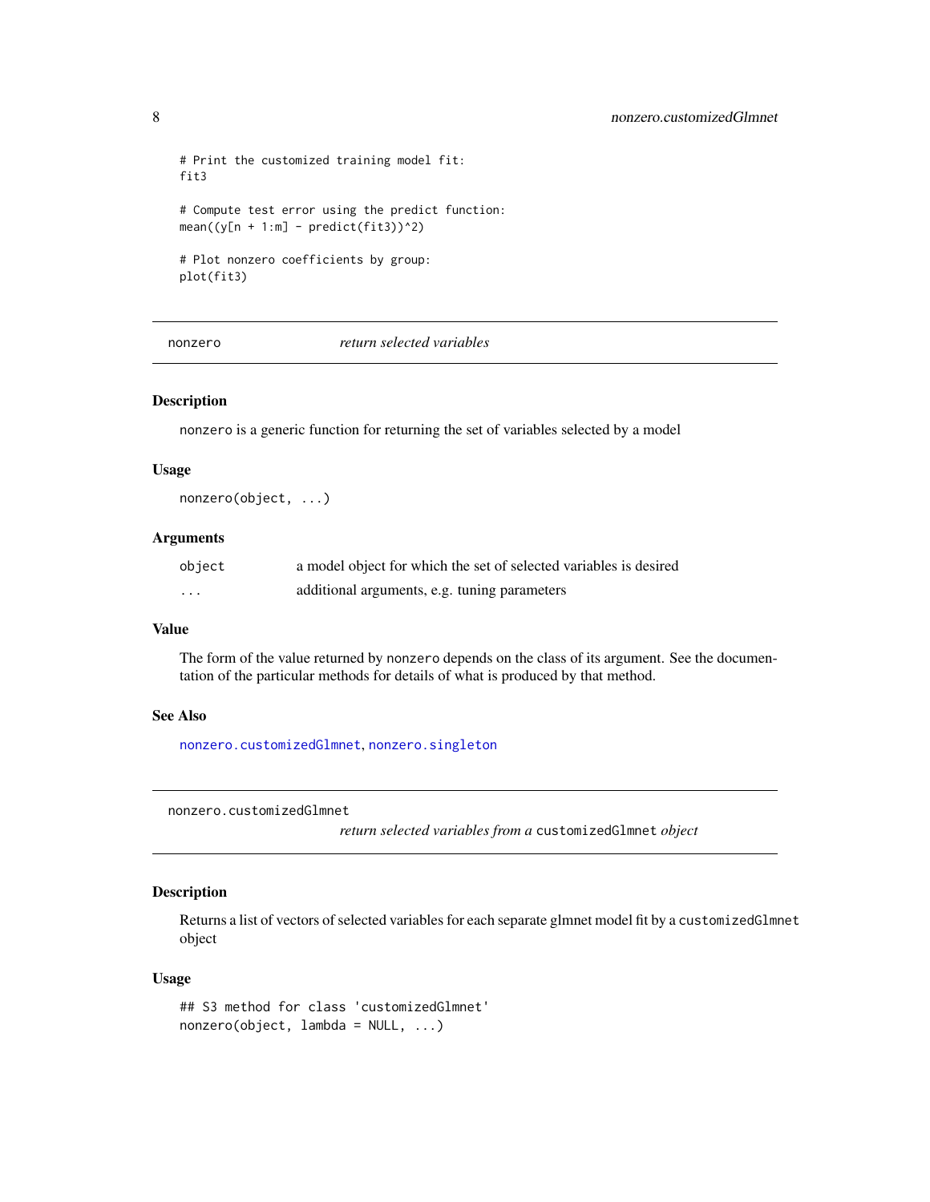```
# Print the customized training model fit:
fit3

# Compute test error using the predict function:
mean((y[n + 1:m] - predict(fit3))^2)

# Plot nonzero coefficients by group:
plot(fit3)
```

---

## nonzero — *return selected variables*

### Description

`nonzero` is a generic function for returning the set of variables selected by a model

### Usage

```
nonzero(object, ...)
```

### Arguments

| | |
|---|---|
| `object` | a model object for which the set of selected variables is desired |
| `...` | additional arguments, e.g. tuning parameters |

### Value

The form of the value returned by `nonzero` depends on the class of its argument. See the documentation of the particular methods for details of what is produced by that method.

### See Also

`nonzero.customizedGlmnet`, `nonzero.singleton`

---

## nonzero.customizedGlmnet — *return selected variables from a* `customizedGlmnet` *object*

### Description

Returns a list of vectors of selected variables for each separate glmnet model fit by a `customizedGlmnet` object

### Usage

```
## S3 method for class 'customizedGlmnet'
nonzero(object, lambda = NULL, ...)
```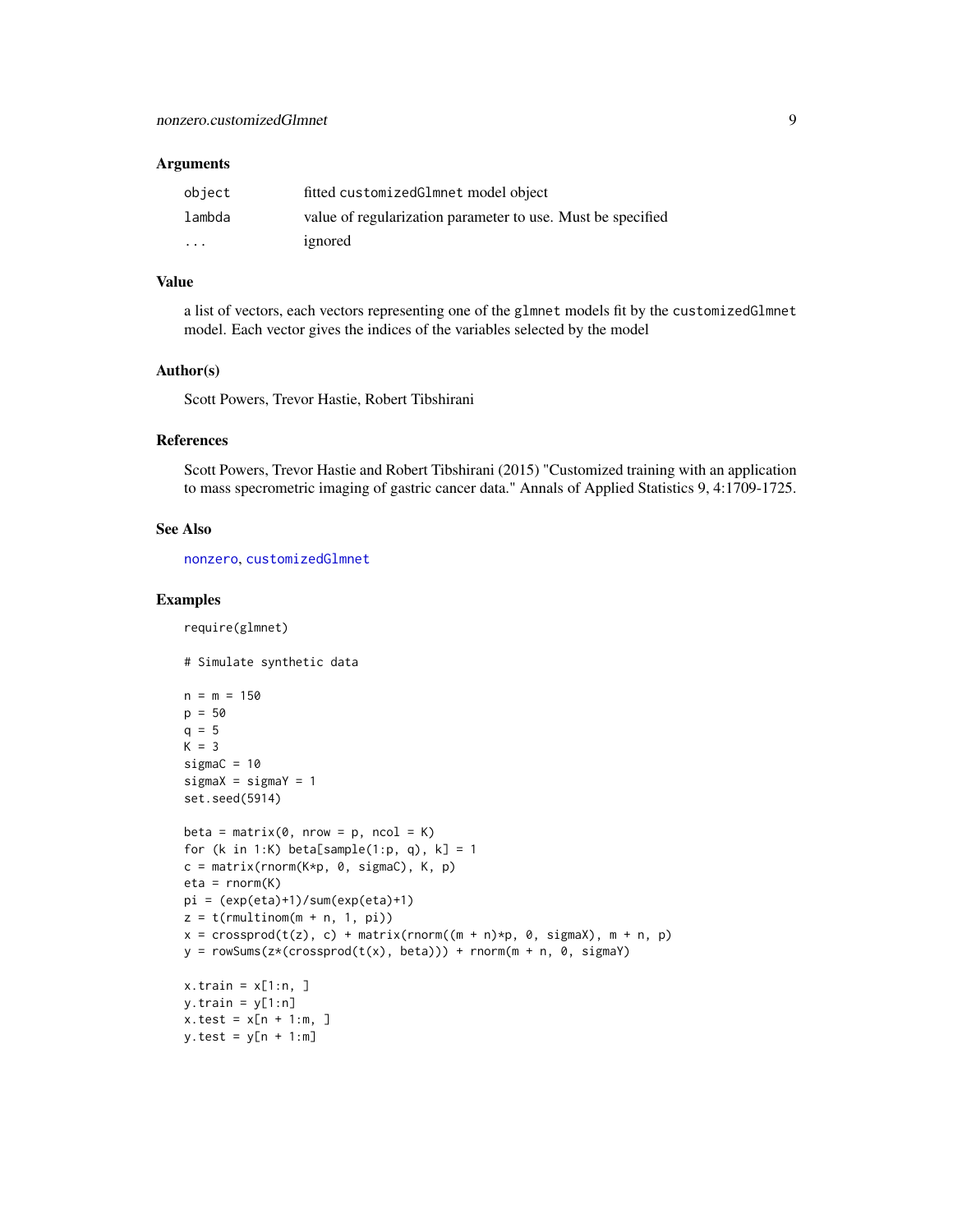### Arguments

| | |
|---|---|
| object | fitted customizedGlmnet model object |
| lambda | value of regularization parameter to use. Must be specified |
| ... | ignored |

### Value

a list of vectors, each vectors representing one of the glmnet models fit by the customizedGlmnet model. Each vector gives the indices of the variables selected by the model

### Author(s)

Scott Powers, Trevor Hastie, Robert Tibshirani

### References

Scott Powers, Trevor Hastie and Robert Tibshirani (2015) "Customized training with an application to mass specrometric imaging of gastric cancer data." Annals of Applied Statistics 9, 4:1709-1725.

### See Also

nonzero, customizedGlmnet

### Examples

```
require(glmnet)

# Simulate synthetic data

n = m = 150
p = 50
q = 5
K = 3
sigmaC = 10
sigmaX = sigmaY = 1
set.seed(5914)

beta = matrix(0, nrow = p, ncol = K)
for (k in 1:K) beta[sample(1:p, q), k] = 1
c = matrix(rnorm(K*p, 0, sigmaC), K, p)
eta = rnorm(K)
pi = (exp(eta)+1)/sum(exp(eta)+1)
z = t(rmultinom(m + n, 1, pi))
x = crossprod(t(z), c) + matrix(rnorm((m + n)*p, 0, sigmaX), m + n, p)
y = rowSums(z*(crossprod(t(x), beta))) + rnorm(m + n, 0, sigmaY)

x.train = x[1:n, ]
y.train = y[1:n]
x.test = x[n + 1:m, ]
y.test = y[n + 1:m]
```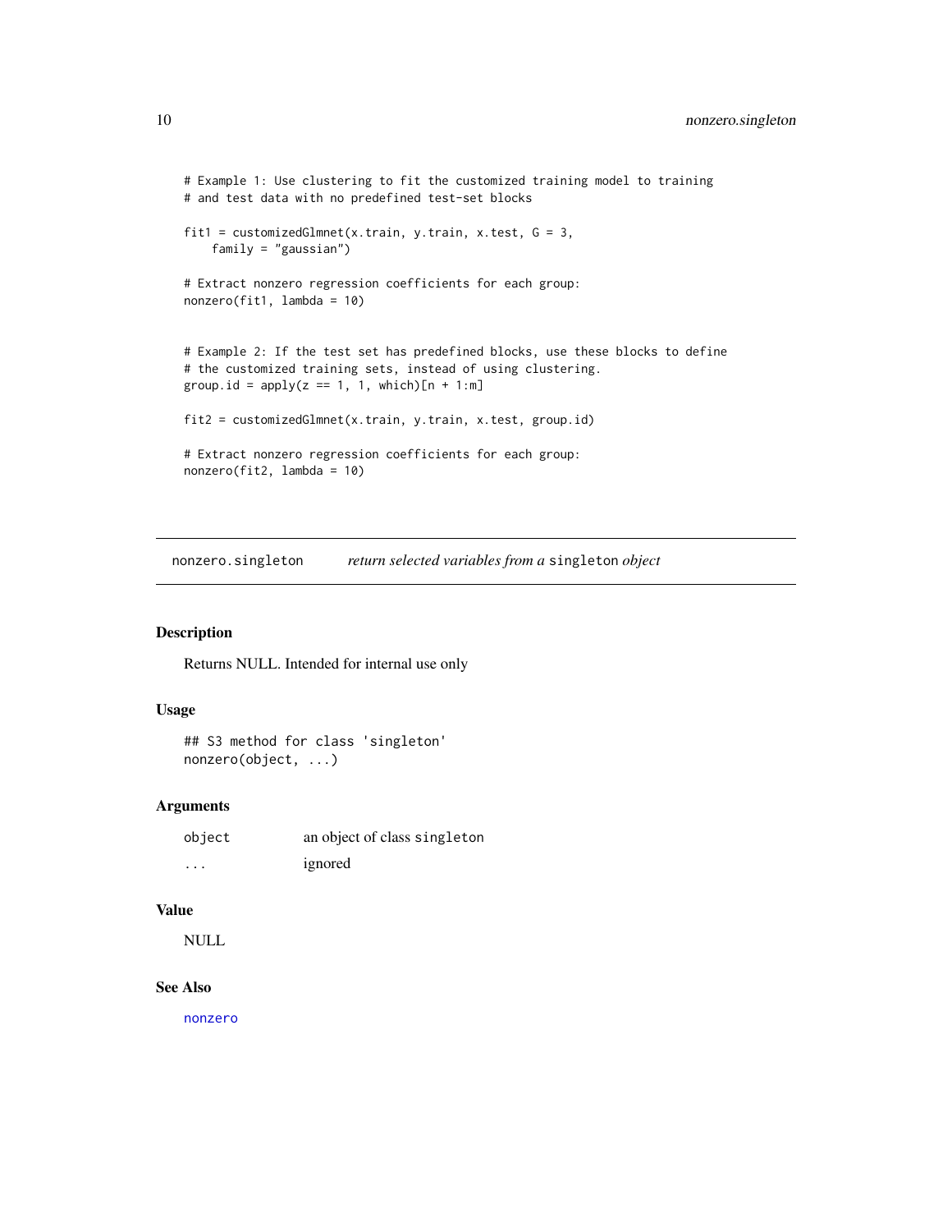```
# Example 1: Use clustering to fit the customized training model to training
# and test data with no predefined test-set blocks

fit1 = customizedGlmnet(x.train, y.train, x.test, G = 3,
    family = "gaussian")

# Extract nonzero regression coefficients for each group:
nonzero(fit1, lambda = 10)


# Example 2: If the test set has predefined blocks, use these blocks to define
# the customized training sets, instead of using clustering.
group.id = apply(z == 1, 1, which)[n + 1:m]

fit2 = customizedGlmnet(x.train, y.train, x.test, group.id)

# Extract nonzero regression coefficients for each group:
nonzero(fit2, lambda = 10)
```

---

## nonzero.singleton — *return selected variables from a* `singleton` *object*

### Description

Returns NULL. Intended for internal use only

### Usage

```
## S3 method for class 'singleton'
nonzero(object, ...)
```

### Arguments

| | |
|---|---|
| object | an object of class `singleton` |
| ... | ignored |

### Value

NULL

### See Also

nonzero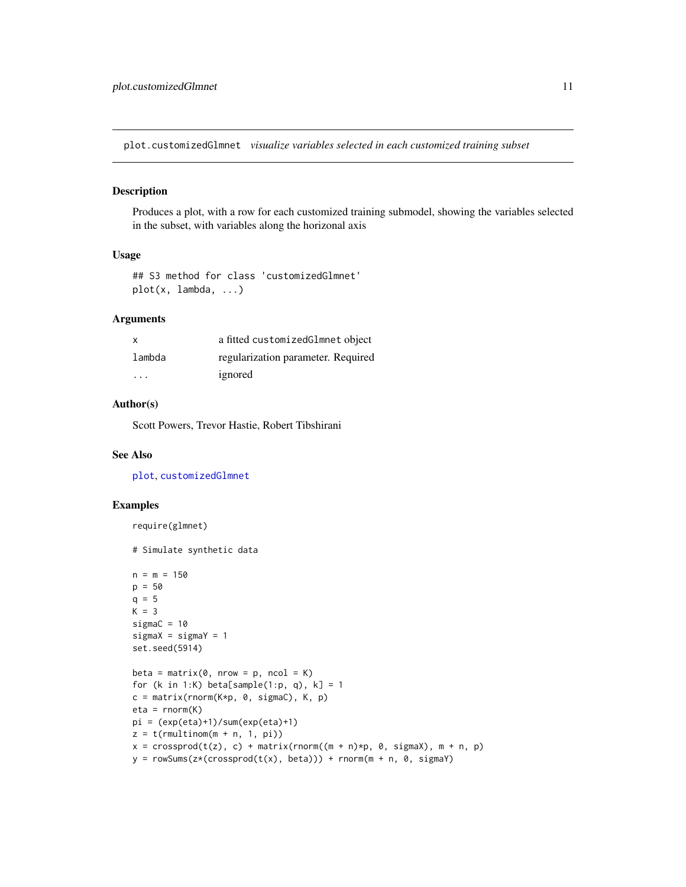`plot.customizedGlmnet` *visualize variables selected in each customized training subset*

## Description

Produces a plot, with a row for each customized training submodel, showing the variables selected in the subset, with variables along the horizonal axis

## Usage

```
## S3 method for class 'customizedGlmnet'
plot(x, lambda, ...)
```

## Arguments

| | |
|---|---|
| `x` | a fitted `customizedGlmnet` object |
| `lambda` | regularization parameter. Required |
| `...` | ignored |

## Author(s)

Scott Powers, Trevor Hastie, Robert Tibshirani

## See Also

`plot`, `customizedGlmnet`

## Examples

```
require(glmnet)

# Simulate synthetic data

n = m = 150
p = 50
q = 5
K = 3
sigmaC = 10
sigmaX = sigmaY = 1
set.seed(5914)

beta = matrix(0, nrow = p, ncol = K)
for (k in 1:K) beta[sample(1:p, q), k] = 1
c = matrix(rnorm(K*p, 0, sigmaC), K, p)
eta = rnorm(K)
pi = (exp(eta)+1)/sum(exp(eta)+1)
z = t(rmultinom(m + n, 1, pi))
x = crossprod(t(z), c) + matrix(rnorm((m + n)*p, 0, sigmaX), m + n, p)
y = rowSums(z*(crossprod(t(x), beta))) + rnorm(m + n, 0, sigmaY)
```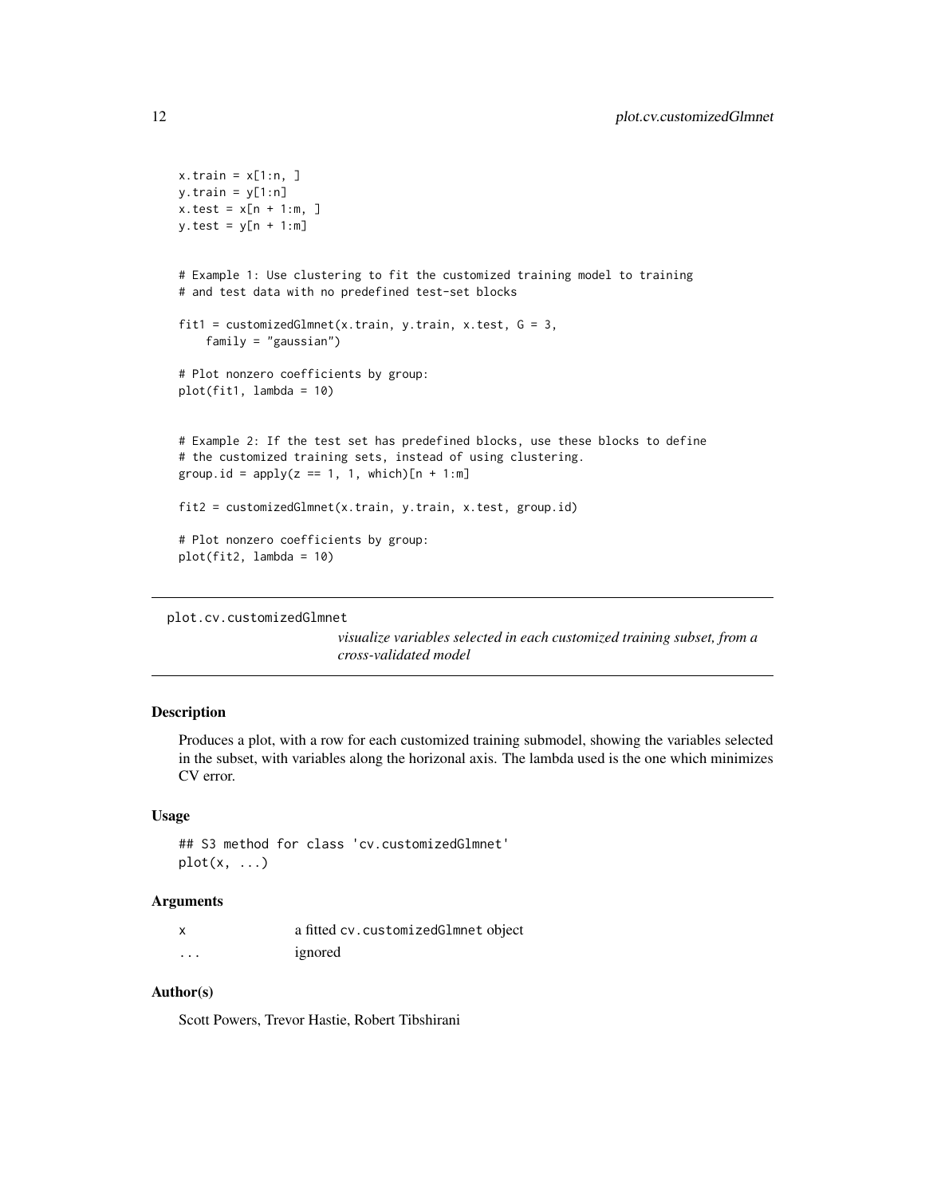```
x.train = x[1:n, ]
y.train = y[1:n]
x.test = x[n + 1:m, ]
y.test = y[n + 1:m]


# Example 1: Use clustering to fit the customized training model to training
# and test data with no predefined test-set blocks

fit1 = customizedGlmnet(x.train, y.train, x.test, G = 3,
    family = "gaussian")

# Plot nonzero coefficients by group:
plot(fit1, lambda = 10)


# Example 2: If the test set has predefined blocks, use these blocks to define
# the customized training sets, instead of using clustering.
group.id = apply(z == 1, 1, which)[n + 1:m]

fit2 = customizedGlmnet(x.train, y.train, x.test, group.id)

# Plot nonzero coefficients by group:
plot(fit2, lambda = 10)
```

## plot.cv.customizedGlmnet

*visualize variables selected in each customized training subset, from a cross-validated model*

### Description

Produces a plot, with a row for each customized training submodel, showing the variables selected in the subset, with variables along the horizonal axis. The lambda used is the one which minimizes CV error.

### Usage

```
## S3 method for class 'cv.customizedGlmnet'
plot(x, ...)
```

### Arguments

| | |
|---|---|
| x | a fitted `cv.customizedGlmnet` object |
| ... | ignored |

### Author(s)

Scott Powers, Trevor Hastie, Robert Tibshirani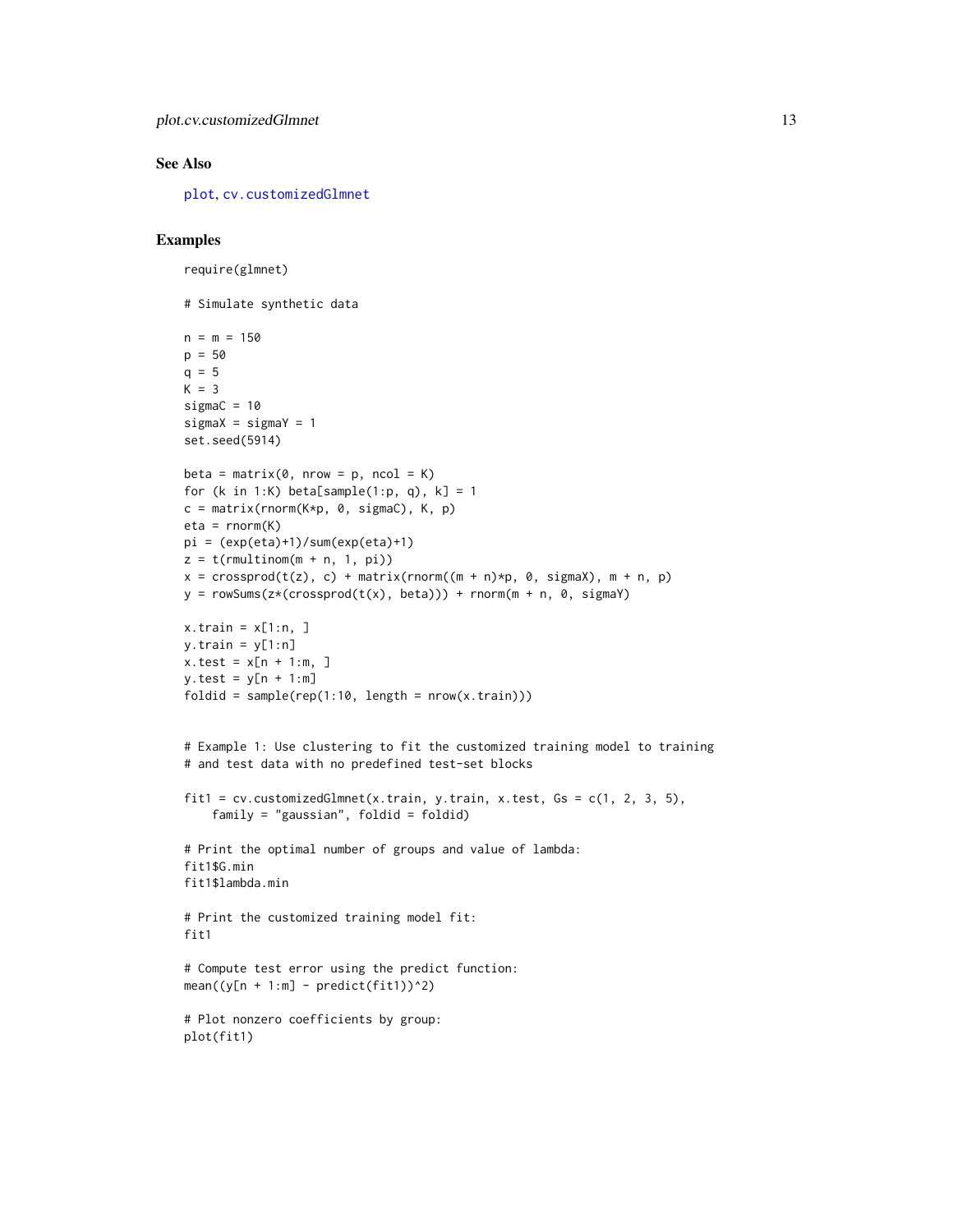## See Also

plot, cv.customizedGlmnet

## Examples

```
require(glmnet)

# Simulate synthetic data

n = m = 150
p = 50
q = 5
K = 3
sigmaC = 10
sigmaX = sigmaY = 1
set.seed(5914)

beta = matrix(0, nrow = p, ncol = K)
for (k in 1:K) beta[sample(1:p, q), k] = 1
c = matrix(rnorm(K*p, 0, sigmaC), K, p)
eta = rnorm(K)
pi = (exp(eta)+1)/sum(exp(eta)+1)
z = t(rmultinom(m + n, 1, pi))
x = crossprod(t(z), c) + matrix(rnorm((m + n)*p, 0, sigmaX), m + n, p)
y = rowSums(z*(crossprod(t(x), beta))) + rnorm(m + n, 0, sigmaY)

x.train = x[1:n, ]
y.train = y[1:n]
x.test = x[n + 1:m, ]
y.test = y[n + 1:m]
foldid = sample(rep(1:10, length = nrow(x.train)))


# Example 1: Use clustering to fit the customized training model to training
# and test data with no predefined test-set blocks

fit1 = cv.customizedGlmnet(x.train, y.train, x.test, Gs = c(1, 2, 3, 5),
    family = "gaussian", foldid = foldid)

# Print the optimal number of groups and value of lambda:
fit1$G.min
fit1$lambda.min

# Print the customized training model fit:
fit1

# Compute test error using the predict function:
mean((y[n + 1:m] - predict(fit1))^2)

# Plot nonzero coefficients by group:
plot(fit1)
```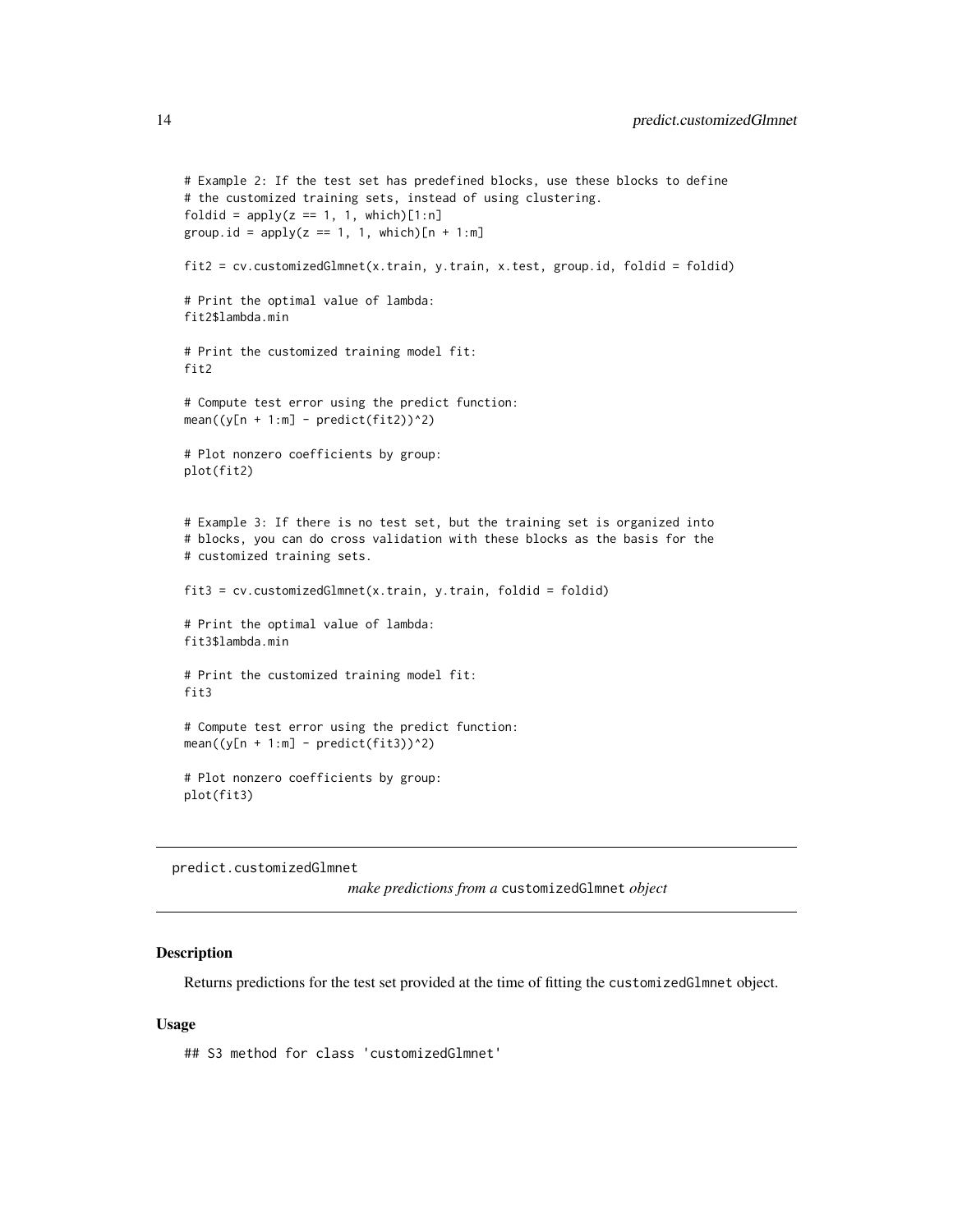```
# Example 2: If the test set has predefined blocks, use these blocks to define
# the customized training sets, instead of using clustering.
foldid = apply(z == 1, 1, which)[1:n]
group.id = apply(z == 1, 1, which)[n + 1:m]

fit2 = cv.customizedGlmnet(x.train, y.train, x.test, group.id, foldid = foldid)

# Print the optimal value of lambda:
fit2$lambda.min

# Print the customized training model fit:
fit2

# Compute test error using the predict function:
mean((y[n + 1:m] - predict(fit2))^2)

# Plot nonzero coefficients by group:
plot(fit2)


# Example 3: If there is no test set, but the training set is organized into
# blocks, you can do cross validation with these blocks as the basis for the
# customized training sets.

fit3 = cv.customizedGlmnet(x.train, y.train, foldid = foldid)

# Print the optimal value of lambda:
fit3$lambda.min

# Print the customized training model fit:
fit3

# Compute test error using the predict function:
mean((y[n + 1:m] - predict(fit3))^2)

# Plot nonzero coefficients by group:
plot(fit3)
```

---

predict.customizedGlmnet

*make predictions from a* `customizedGlmnet` *object*

---

## Description

Returns predictions for the test set provided at the time of fitting the `customizedGlmnet` object.

## Usage

```
## S3 method for class 'customizedGlmnet'
```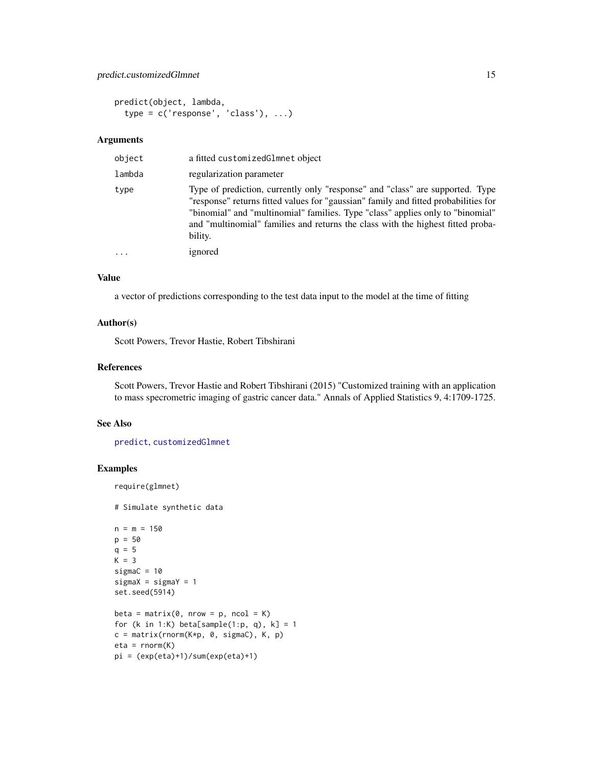```
predict(object, lambda,
  type = c('response', 'class'), ...)
```

### Arguments

| | |
|---|---|
| object | a fitted customizedGlmnet object |
| lambda | regularization parameter |
| type | Type of prediction, currently only "response" and "class" are supported. Type "response" returns fitted values for "gaussian" family and fitted probabilities for "binomial" and "multinomial" families. Type "class" applies only to "binomial" and "multinomial" families and returns the class with the highest fitted probability. |
| ... | ignored |

### Value

a vector of predictions corresponding to the test data input to the model at the time of fitting

### Author(s)

Scott Powers, Trevor Hastie, Robert Tibshirani

### References

Scott Powers, Trevor Hastie and Robert Tibshirani (2015) "Customized training with an application to mass specrometric imaging of gastric cancer data." Annals of Applied Statistics 9, 4:1709-1725.

### See Also

predict, customizedGlmnet

### Examples

```
require(glmnet)

# Simulate synthetic data

n = m = 150
p = 50
q = 5
K = 3
sigmaC = 10
sigmaX = sigmaY = 1
set.seed(5914)

beta = matrix(0, nrow = p, ncol = K)
for (k in 1:K) beta[sample(1:p, q), k] = 1
c = matrix(rnorm(K*p, 0, sigmaC), K, p)
eta = rnorm(K)
pi = (exp(eta)+1)/sum(exp(eta)+1)
```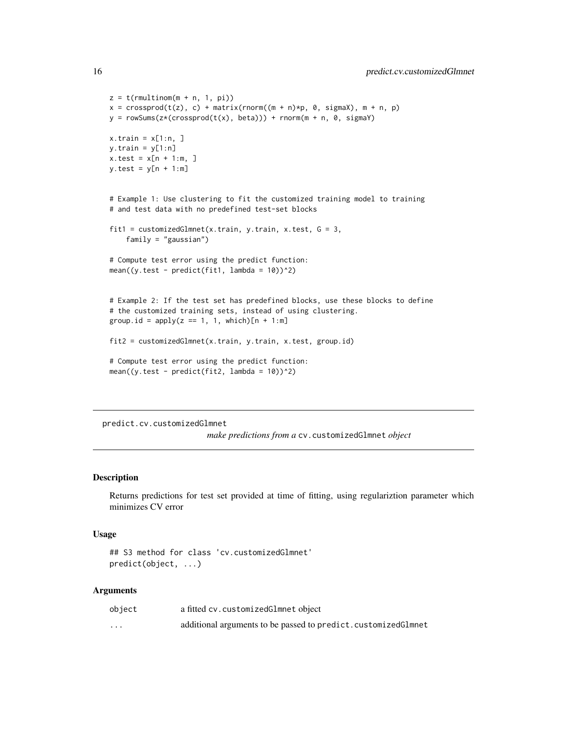```
z = t(rmultinom(m + n, 1, pi))
x = crossprod(t(z), c) + matrix(rnorm((m + n)*p, 0, sigmaX), m + n, p)
y = rowSums(z*(crossprod(t(x), beta))) + rnorm(m + n, 0, sigmaY)

x.train = x[1:n, ]
y.train = y[1:n]
x.test = x[n + 1:m, ]
y.test = y[n + 1:m]


# Example 1: Use clustering to fit the customized training model to training
# and test data with no predefined test-set blocks

fit1 = customizedGlmnet(x.train, y.train, x.test, G = 3,
    family = "gaussian")

# Compute test error using the predict function:
mean((y.test - predict(fit1, lambda = 10))^2)


# Example 2: If the test set has predefined blocks, use these blocks to define
# the customized training sets, instead of using clustering.
group.id = apply(z == 1, 1, which)[n + 1:m]

fit2 = customizedGlmnet(x.train, y.train, x.test, group.id)

# Compute test error using the predict function:
mean((y.test - predict(fit2, lambda = 10))^2)
```

---

## predict.cv.customizedGlmnet

*make predictions from a* `cv.customizedGlmnet` *object*

---

### Description

Returns predictions for test set provided at time of fitting, using regulariztion parameter which minimizes CV error

### Usage

```
## S3 method for class 'cv.customizedGlmnet'
predict(object, ...)
```

### Arguments

| | |
|---|---|
| `object` | a fitted `cv.customizedGlmnet` object |
| `...` | additional arguments to be passed to `predict.customizedGlmnet` |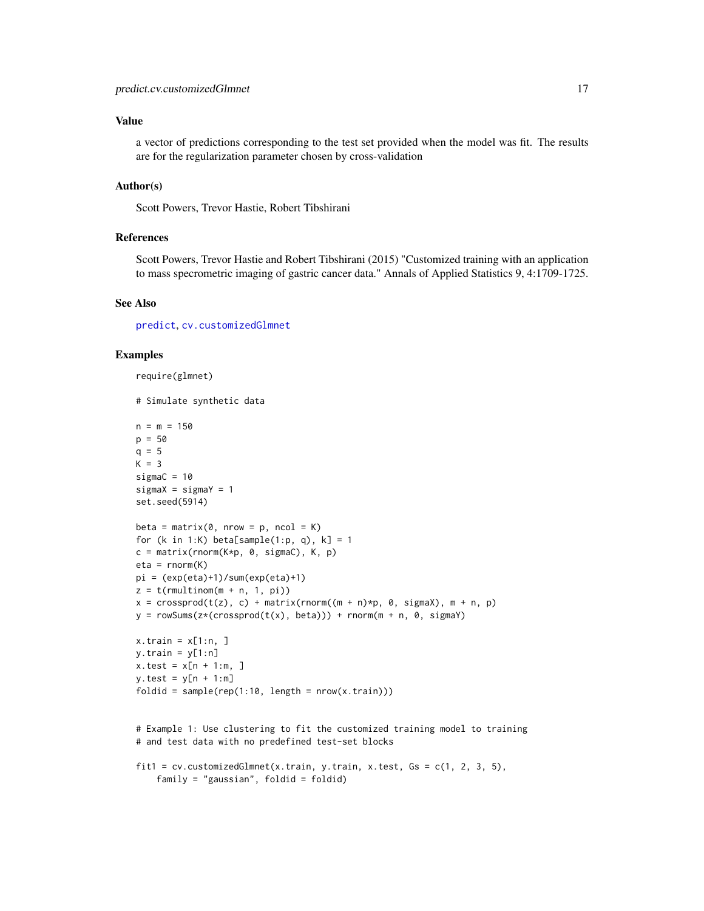## Value

a vector of predictions corresponding to the test set provided when the model was fit. The results are for the regularization parameter chosen by cross-validation

## Author(s)

Scott Powers, Trevor Hastie, Robert Tibshirani

## References

Scott Powers, Trevor Hastie and Robert Tibshirani (2015) "Customized training with an application to mass specrometric imaging of gastric cancer data." Annals of Applied Statistics 9, 4:1709-1725.

## See Also

predict, cv.customizedGlmnet

## Examples

```
require(glmnet)

# Simulate synthetic data

n = m = 150
p = 50
q = 5
K = 3
sigmaC = 10
sigmaX = sigmaY = 1
set.seed(5914)

beta = matrix(0, nrow = p, ncol = K)
for (k in 1:K) beta[sample(1:p, q), k] = 1
c = matrix(rnorm(K*p, 0, sigmaC), K, p)
eta = rnorm(K)
pi = (exp(eta)+1)/sum(exp(eta)+1)
z = t(rmultinom(m + n, 1, pi))
x = crossprod(t(z), c) + matrix(rnorm((m + n)*p, 0, sigmaX), m + n, p)
y = rowSums(z*(crossprod(t(x), beta))) + rnorm(m + n, 0, sigmaY)

x.train = x[1:n, ]
y.train = y[1:n]
x.test = x[n + 1:m, ]
y.test = y[n + 1:m]
foldid = sample(rep(1:10, length = nrow(x.train)))


# Example 1: Use clustering to fit the customized training model to training
# and test data with no predefined test-set blocks

fit1 = cv.customizedGlmnet(x.train, y.train, x.test, Gs = c(1, 2, 3, 5),
    family = "gaussian", foldid = foldid)
```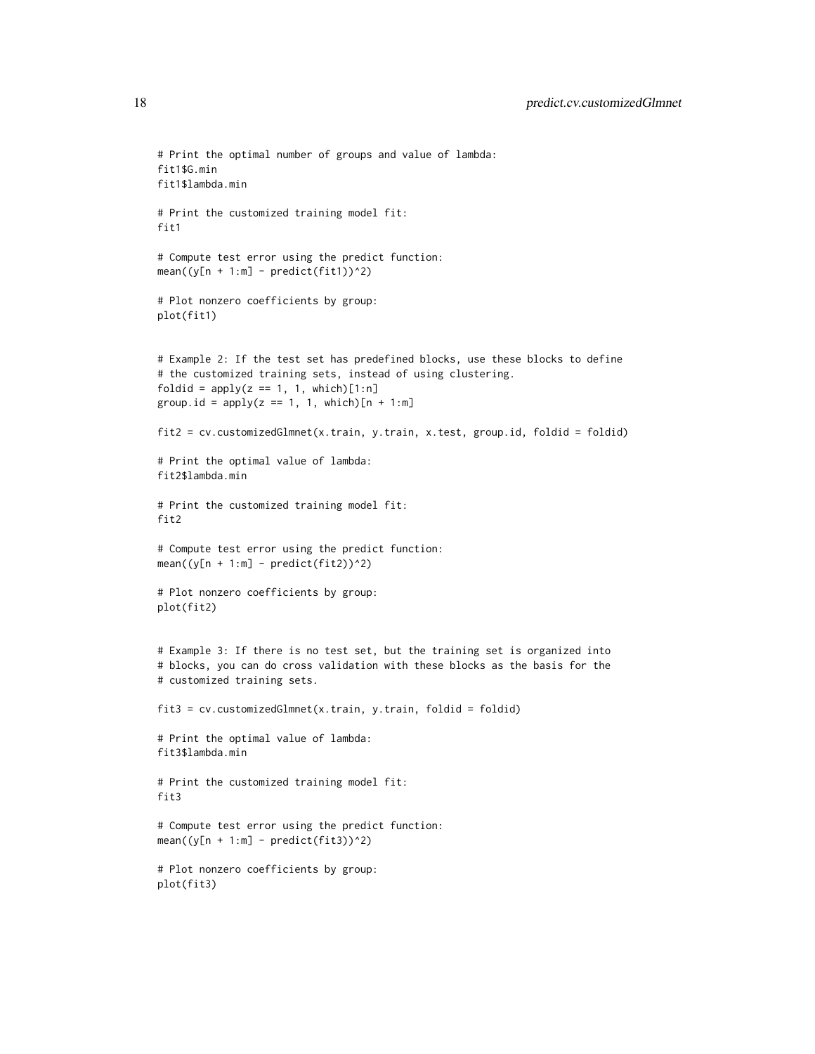```
# Print the optimal number of groups and value of lambda:
fit1$G.min
fit1$lambda.min

# Print the customized training model fit:
fit1

# Compute test error using the predict function:
mean((y[n + 1:m] - predict(fit1))^2)

# Plot nonzero coefficients by group:
plot(fit1)


# Example 2: If the test set has predefined blocks, use these blocks to define
# the customized training sets, instead of using clustering.
foldid = apply(z == 1, 1, which)[1:n]
group.id = apply(z == 1, 1, which)[n + 1:m]

fit2 = cv.customizedGlmnet(x.train, y.train, x.test, group.id, foldid = foldid)

# Print the optimal value of lambda:
fit2$lambda.min

# Print the customized training model fit:
fit2

# Compute test error using the predict function:
mean((y[n + 1:m] - predict(fit2))^2)

# Plot nonzero coefficients by group:
plot(fit2)


# Example 3: If there is no test set, but the training set is organized into
# blocks, you can do cross validation with these blocks as the basis for the
# customized training sets.

fit3 = cv.customizedGlmnet(x.train, y.train, foldid = foldid)

# Print the optimal value of lambda:
fit3$lambda.min

# Print the customized training model fit:
fit3

# Compute test error using the predict function:
mean((y[n + 1:m] - predict(fit3))^2)

# Plot nonzero coefficients by group:
plot(fit3)
```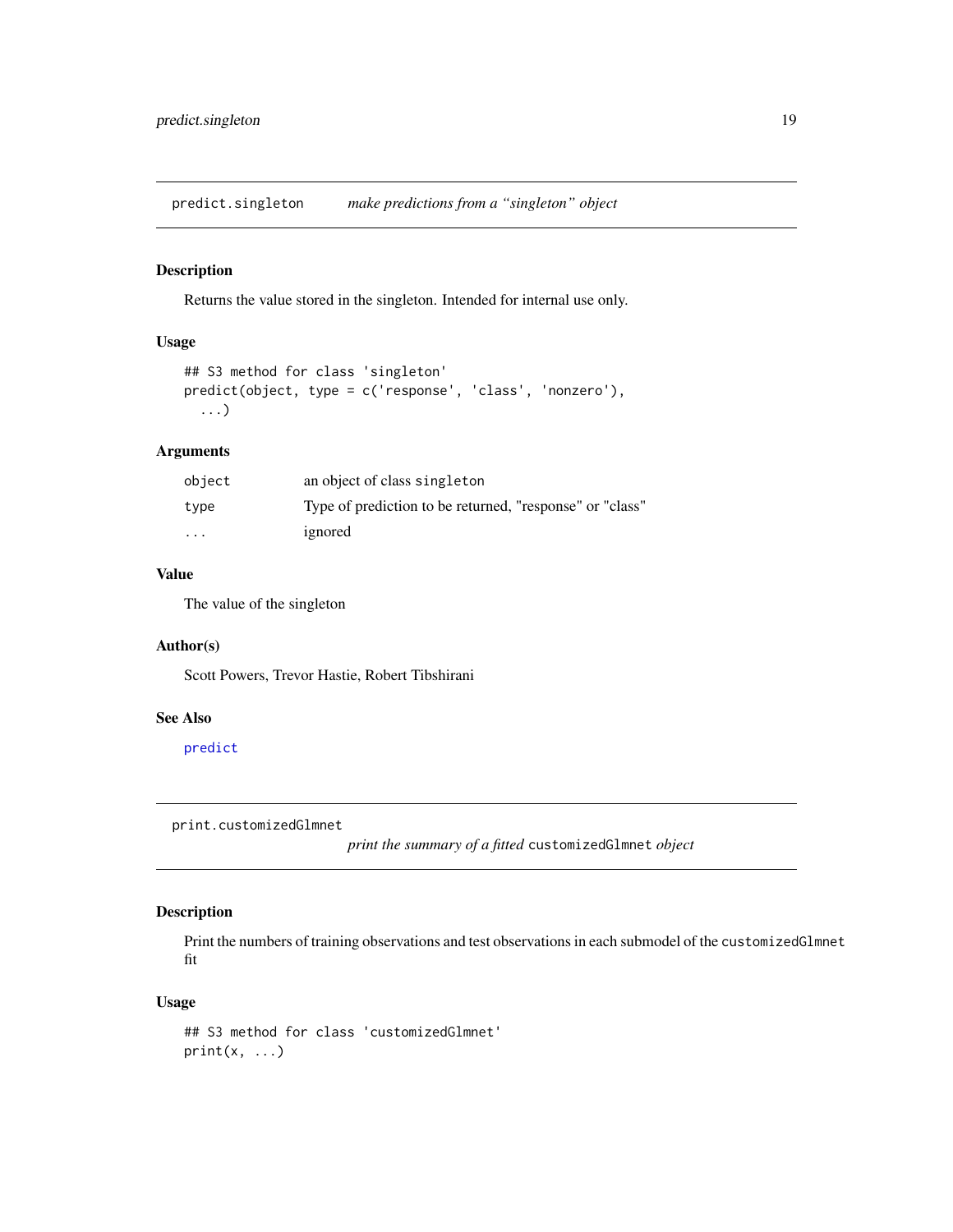## predict.singleton — *make predictions from a "singleton" object*

### Description

Returns the value stored in the singleton. Intended for internal use only.

### Usage

```
## S3 method for class 'singleton'
predict(object, type = c('response', 'class', 'nonzero'),
  ...)
```

### Arguments

| | |
|---|---|
| `object` | an object of class `singleton` |
| `type` | Type of prediction to be returned, "response" or "class" |
| `...` | ignored |

### Value

The value of the singleton

### Author(s)

Scott Powers, Trevor Hastie, Robert Tibshirani

### See Also

`predict`

## print.customizedGlmnet — *print the summary of a fitted `customizedGlmnet` object*

### Description

Print the numbers of training observations and test observations in each submodel of the `customizedGlmnet` fit

### Usage

```
## S3 method for class 'customizedGlmnet'
print(x, ...)
```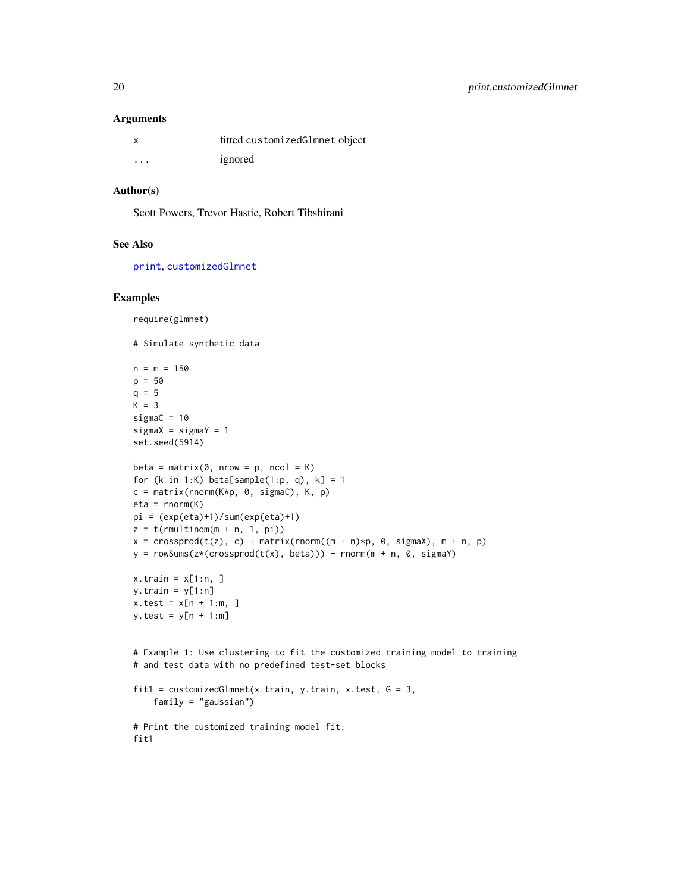### Arguments

| | |
|---|---|
| x | fitted customizedGlmnet object |
| ... | ignored |

### Author(s)

Scott Powers, Trevor Hastie, Robert Tibshirani

### See Also

print, customizedGlmnet

### Examples

```
require(glmnet)

# Simulate synthetic data

n = m = 150
p = 50
q = 5
K = 3
sigmaC = 10
sigmaX = sigmaY = 1
set.seed(5914)

beta = matrix(0, nrow = p, ncol = K)
for (k in 1:K) beta[sample(1:p, q), k] = 1
c = matrix(rnorm(K*p, 0, sigmaC), K, p)
eta = rnorm(K)
pi = (exp(eta)+1)/sum(exp(eta)+1)
z = t(rmultinom(m + n, 1, pi))
x = crossprod(t(z), c) + matrix(rnorm((m + n)*p, 0, sigmaX), m + n, p)
y = rowSums(z*(crossprod(t(x), beta))) + rnorm(m + n, 0, sigmaY)

x.train = x[1:n, ]
y.train = y[1:n]
x.test = x[n + 1:m, ]
y.test = y[n + 1:m]


# Example 1: Use clustering to fit the customized training model to training
# and test data with no predefined test-set blocks

fit1 = customizedGlmnet(x.train, y.train, x.test, G = 3,
    family = "gaussian")

# Print the customized training model fit:
fit1
```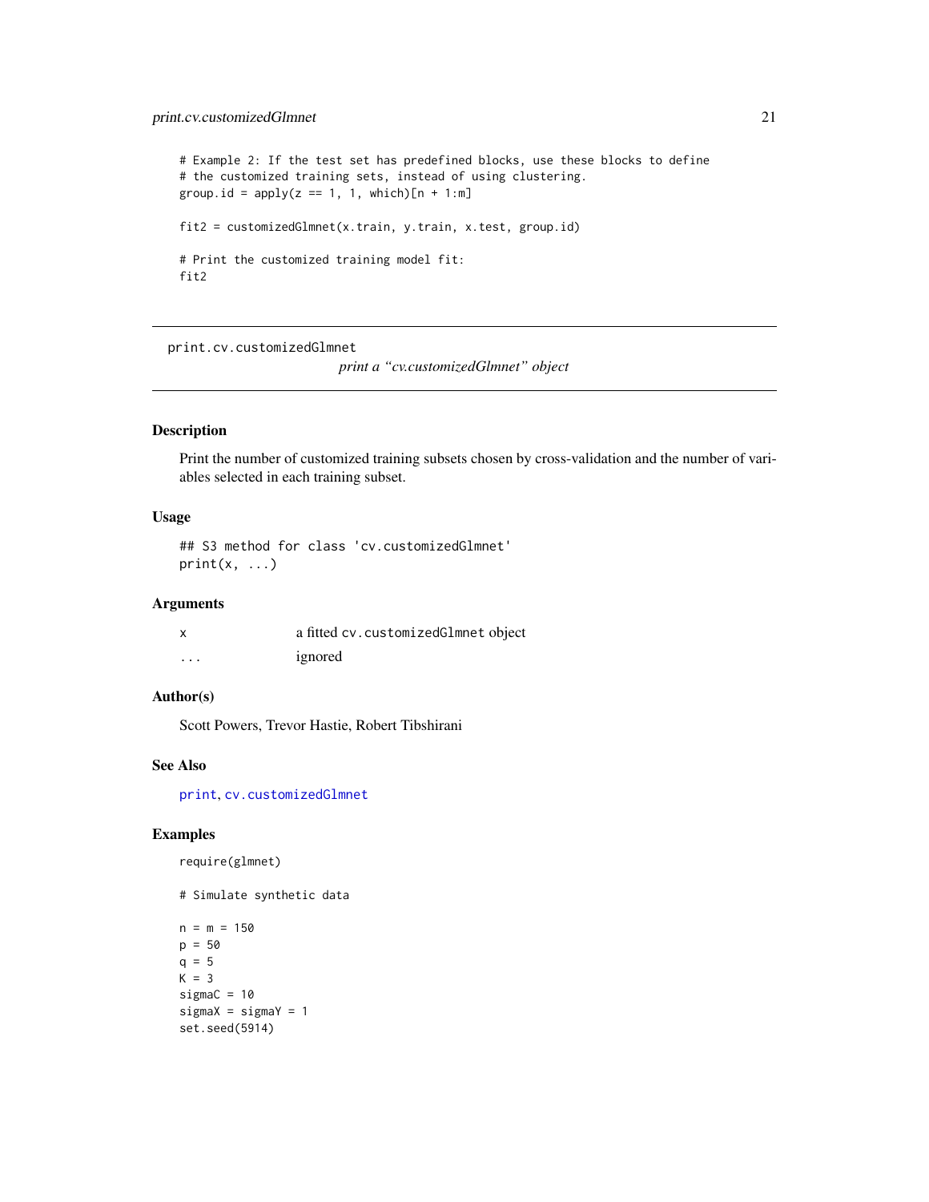```
# Example 2: If the test set has predefined blocks, use these blocks to define
# the customized training sets, instead of using clustering.
group.id = apply(z == 1, 1, which)[n + 1:m]

fit2 = customizedGlmnet(x.train, y.train, x.test, group.id)

# Print the customized training model fit:
fit2
```

---

print.cv.customizedGlmnet

*print a "cv.customizedGlmnet" object*

---

## Description

Print the number of customized training subsets chosen by cross-validation and the number of variables selected in each training subset.

## Usage

```
## S3 method for class 'cv.customizedGlmnet'
print(x, ...)
```

## Arguments

| | |
|---|---|
| x | a fitted cv.customizedGlmnet object |
| ... | ignored |

## Author(s)

Scott Powers, Trevor Hastie, Robert Tibshirani

## See Also

print, cv.customizedGlmnet

## Examples

```
require(glmnet)

# Simulate synthetic data

n = m = 150
p = 50
q = 5
K = 3
sigmaC = 10
sigmaX = sigmaY = 1
set.seed(5914)
```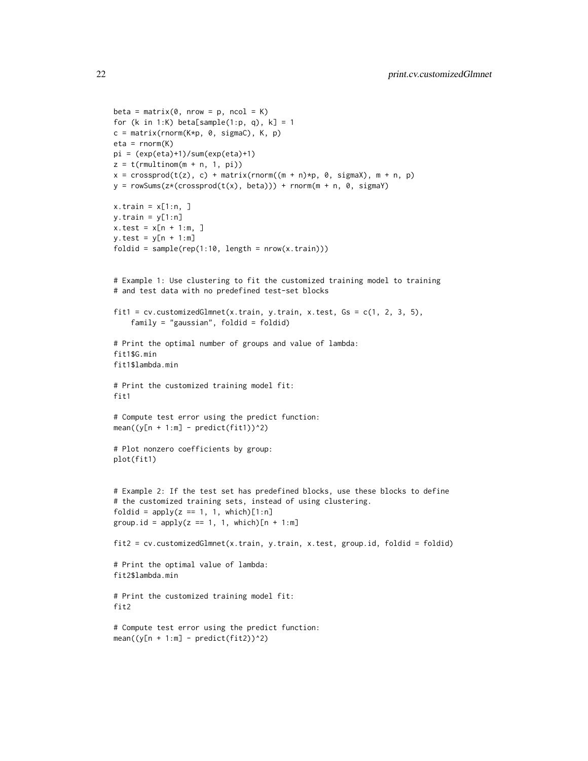```
beta = matrix(0, nrow = p, ncol = K)
for (k in 1:K) beta[sample(1:p, q), k] = 1
c = matrix(rnorm(K*p, 0, sigmaC), K, p)
eta = rnorm(K)
pi = (exp(eta)+1)/sum(exp(eta)+1)
z = t(rmultinom(m + n, 1, pi))
x = crossprod(t(z), c) + matrix(rnorm((m + n)*p, 0, sigmaX), m + n, p)
y = rowSums(z*(crossprod(t(x), beta))) + rnorm(m + n, 0, sigmaY)

x.train = x[1:n, ]
y.train = y[1:n]
x.test = x[n + 1:m, ]
y.test = y[n + 1:m]
foldid = sample(rep(1:10, length = nrow(x.train)))


# Example 1: Use clustering to fit the customized training model to training
# and test data with no predefined test-set blocks

fit1 = cv.customizedGlmnet(x.train, y.train, x.test, Gs = c(1, 2, 3, 5),
    family = "gaussian", foldid = foldid)

# Print the optimal number of groups and value of lambda:
fit1$G.min
fit1$lambda.min

# Print the customized training model fit:
fit1

# Compute test error using the predict function:
mean((y[n + 1:m] - predict(fit1))^2)

# Plot nonzero coefficients by group:
plot(fit1)


# Example 2: If the test set has predefined blocks, use these blocks to define
# the customized training sets, instead of using clustering.
foldid = apply(z == 1, 1, which)[1:n]
group.id = apply(z == 1, 1, which)[n + 1:m]

fit2 = cv.customizedGlmnet(x.train, y.train, x.test, group.id, foldid = foldid)

# Print the optimal value of lambda:
fit2$lambda.min

# Print the customized training model fit:
fit2

# Compute test error using the predict function:
mean((y[n + 1:m] - predict(fit2))^2)
```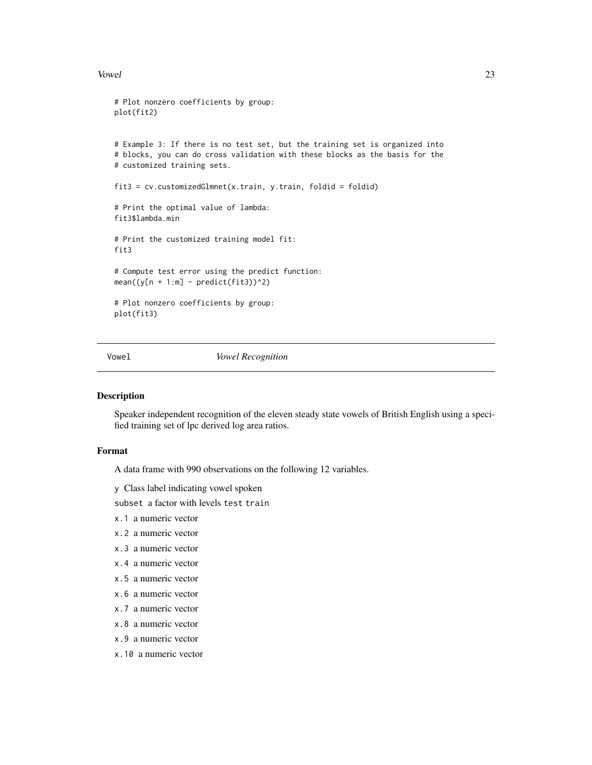```
# Plot nonzero coefficients by group:
plot(fit2)


# Example 3: If there is no test set, but the training set is organized into
# blocks, you can do cross validation with these blocks as the basis for the
# customized training sets.

fit3 = cv.customizedGlmnet(x.train, y.train, foldid = foldid)

# Print the optimal value of lambda:
fit3$lambda.min

# Print the customized training model fit:
fit3

# Compute test error using the predict function:
mean((y[n + 1:m] - predict(fit3))^2)

# Plot nonzero coefficients by group:
plot(fit3)
```

## Vowel    *Vowel Recognition*

### Description

Speaker independent recognition of the eleven steady state vowels of British English using a specified training set of lpc derived log area ratios.

### Format

A data frame with 990 observations on the following 12 variables.

- `y` Class label indicating vowel spoken
- `subset` a factor with levels `test` `train`
- `x.1` a numeric vector
- `x.2` a numeric vector
- `x.3` a numeric vector
- `x.4` a numeric vector
- `x.5` a numeric vector
- `x.6` a numeric vector
- `x.7` a numeric vector
- `x.8` a numeric vector
- `x.9` a numeric vector
- `x.10` a numeric vector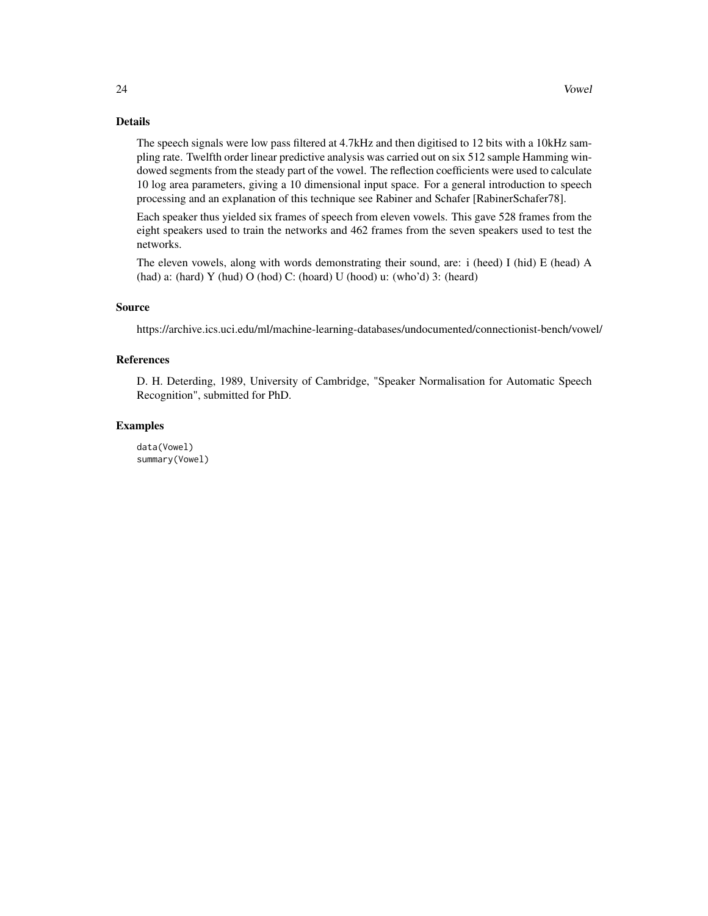## Details

The speech signals were low pass filtered at 4.7kHz and then digitised to 12 bits with a 10kHz sampling rate. Twelfth order linear predictive analysis was carried out on six 512 sample Hamming windowed segments from the steady part of the vowel. The reflection coefficients were used to calculate 10 log area parameters, giving a 10 dimensional input space. For a general introduction to speech processing and an explanation of this technique see Rabiner and Schafer [RabinerSchafer78].

Each speaker thus yielded six frames of speech from eleven vowels. This gave 528 frames from the eight speakers used to train the networks and 462 frames from the seven speakers used to test the networks.

The eleven vowels, along with words demonstrating their sound, are: i (heed) I (hid) E (head) A (had) a: (hard) Y (hud) O (hod) C: (hoard) U (hood) u: (who'd) 3: (heard)

## Source

https://archive.ics.uci.edu/ml/machine-learning-databases/undocumented/connectionist-bench/vowel/

## References

D. H. Deterding, 1989, University of Cambridge, "Speaker Normalisation for Automatic Speech Recognition", submitted for PhD.

## Examples

```
data(Vowel)
summary(Vowel)
```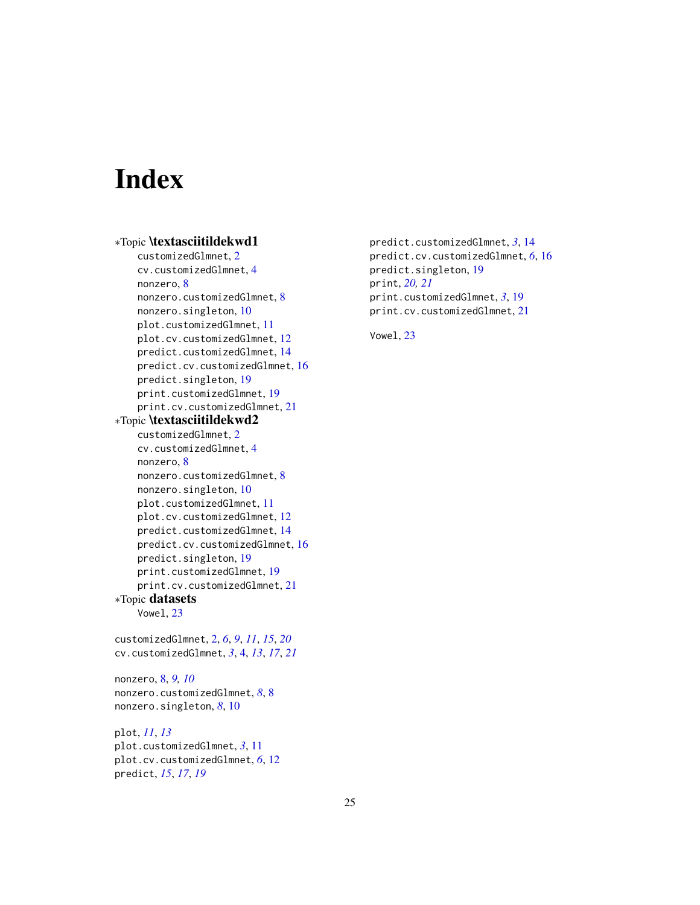# Index

∗Topic \textasciitildekwd1
- customizedGlmnet, 2
- cv.customizedGlmnet, 4
- nonzero, 8
- nonzero.customizedGlmnet, 8
- nonzero.singleton, 10
- plot.customizedGlmnet, 11
- plot.cv.customizedGlmnet, 12
- predict.customizedGlmnet, 14
- predict.cv.customizedGlmnet, 16
- predict.singleton, 19
- print.customizedGlmnet, 19
- print.cv.customizedGlmnet, 21

∗Topic \textasciitildekwd2
- customizedGlmnet, 2
- cv.customizedGlmnet, 4
- nonzero, 8
- nonzero.customizedGlmnet, 8
- nonzero.singleton, 10
- plot.customizedGlmnet, 11
- plot.cv.customizedGlmnet, 12
- predict.customizedGlmnet, 14
- predict.cv.customizedGlmnet, 16
- predict.singleton, 19
- print.customizedGlmnet, 19
- print.cv.customizedGlmnet, 21

∗Topic datasets
- Vowel, 23

customizedGlmnet, 2, *6*, *9*, *11*, *15*, *20*
cv.customizedGlmnet, *3*, 4, *13*, *17*, *21*

nonzero, 8, *9, 10*
nonzero.customizedGlmnet, *8*, 8
nonzero.singleton, *8*, 10

plot, *11*, *13*
plot.customizedGlmnet, *3*, 11
plot.cv.customizedGlmnet, *6*, 12
predict, *15*, *17*, *19*
predict.customizedGlmnet, *3*, 14
predict.cv.customizedGlmnet, *6*, 16
predict.singleton, 19
print, *20, 21*
print.customizedGlmnet, *3*, 19
print.cv.customizedGlmnet, 21

Vowel, 23